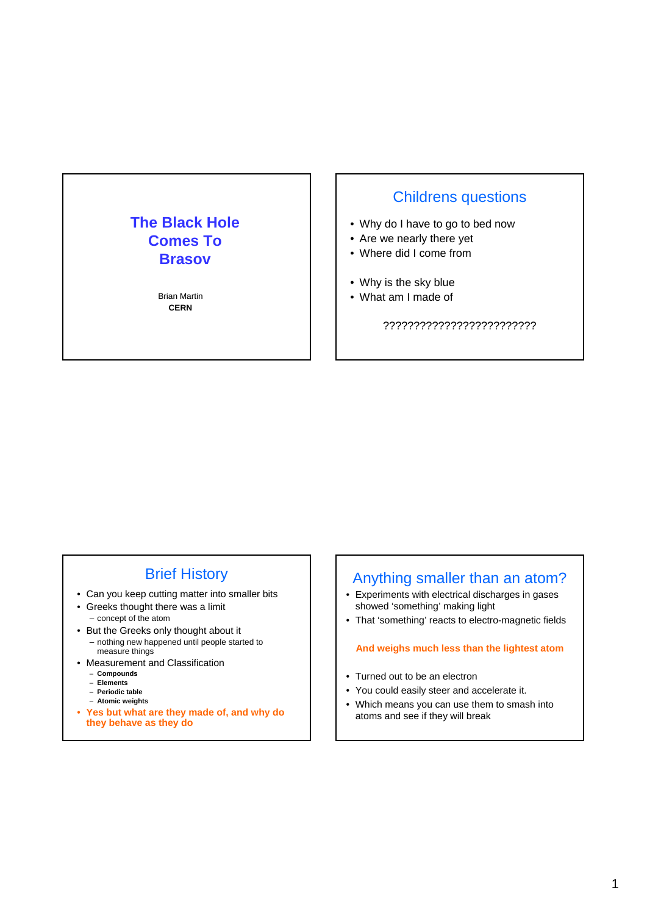# The Black Hole Comes To Brasov

Brian Martin
**CERN**

## Childrens questions

- Why do I have to go to bed now
- Are we nearly there yet
- Where did I come from

- Why is the sky blue
- What am I made of

?????????????????????????

## Brief History

- Can you keep cutting matter into smaller bits
- Greeks thought there was a limit
  - concept of the atom
- But the Greeks only thought about it
  - nothing new happened until people started to measure things
- Measurement and Classification
  - **Compounds**
  - **Elements**
  - **Periodic table**
  - **Atomic weights**
- **Yes but what are they made of, and why do they behave as they do**

## Anything smaller than an atom?

- Experiments with electrical discharges in gases showed 'something' making light
- That 'something' reacts to electro-magnetic fields

**And weighs much less than the lightest atom**

- Turned out to be an electron
- You could easily steer and accelerate it.
- Which means you can use them to smash into atoms and see if they will break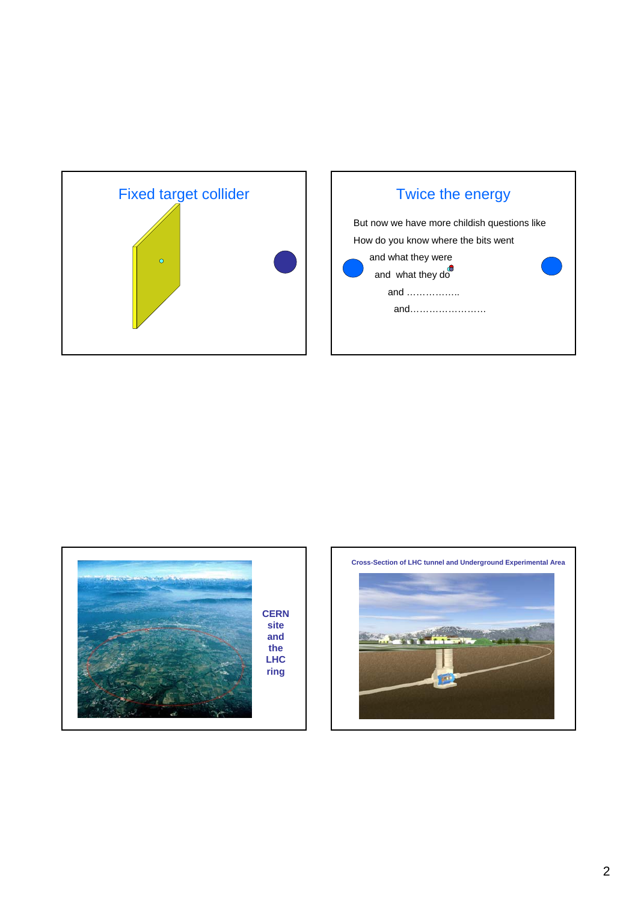## Fixed target collider

## Twice the energy

But now we have more childish questions like

How do you know where the bits went

and what they were

and what they do

and ……………..

and……………………

CERN site and the LHC ring

Cross-Section of LHC tunnel and Underground Experimental Area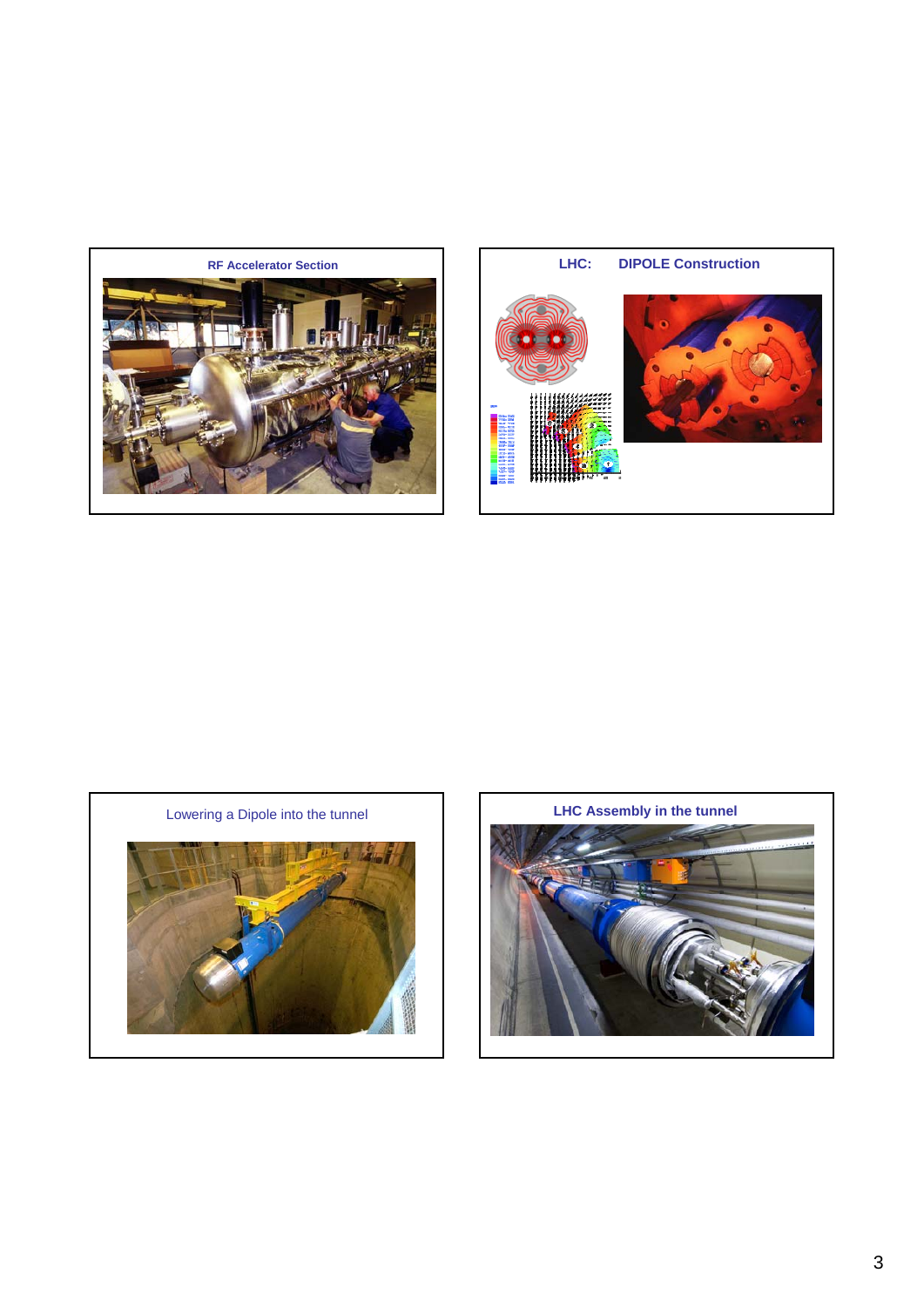## RF Accelerator Section

## LHC: DIPOLE Construction

## Lowering a Dipole into the tunnel

## LHC Assembly in the tunnel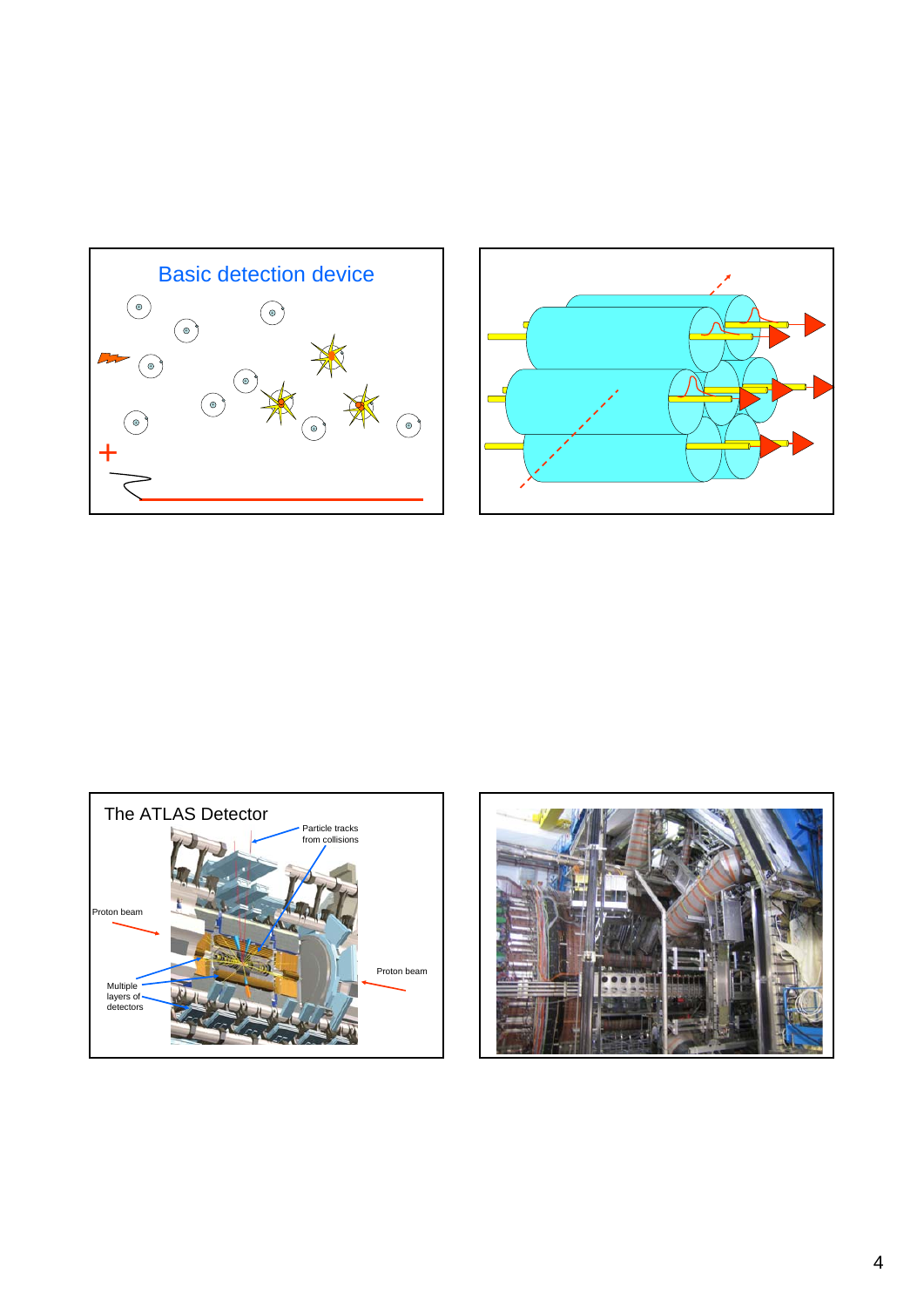## Basic detection device

## The ATLAS Detector

Particle tracks from collisions

Proton beam

Proton beam

Multiple layers of detectors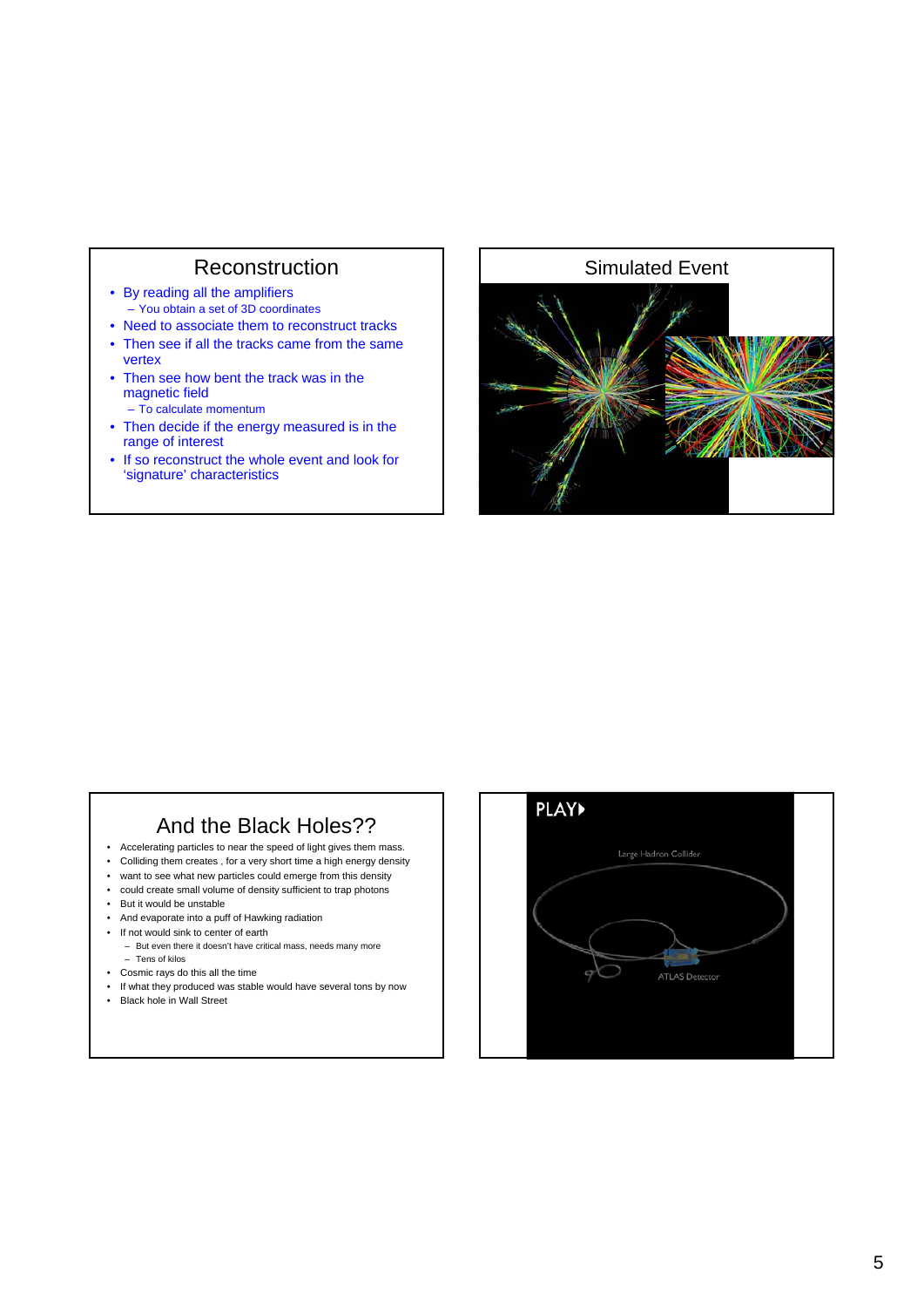## Reconstruction

- By reading all the amplifiers
  - You obtain a set of 3D coordinates
- Need to associate them to reconstruct tracks
- Then see if all the tracks came from the same vertex
- Then see how bent the track was in the magnetic field
  - To calculate momentum
- Then decide if the energy measured is in the range of interest
- If so reconstruct the whole event and look for 'signature' characteristics

## Simulated Event

## And the Black Holes??

- Accelerating particles to near the speed of light gives them mass.
- Colliding them creates , for a very short time a high energy density
- want to see what new particles could emerge from this density
- could create small volume of density sufficient to trap photons
- But it would be unstable
- And evaporate into a puff of Hawking radiation
- If not would sink to center of earth
  - But even there it doesn't have critical mass, needs many more
  - Tens of kilos
- Cosmic rays do this all the time
- If what they produced was stable would have several tons by now
- Black hole in Wall Street

PLAY

Large Hadron Collider

ATLAS Detector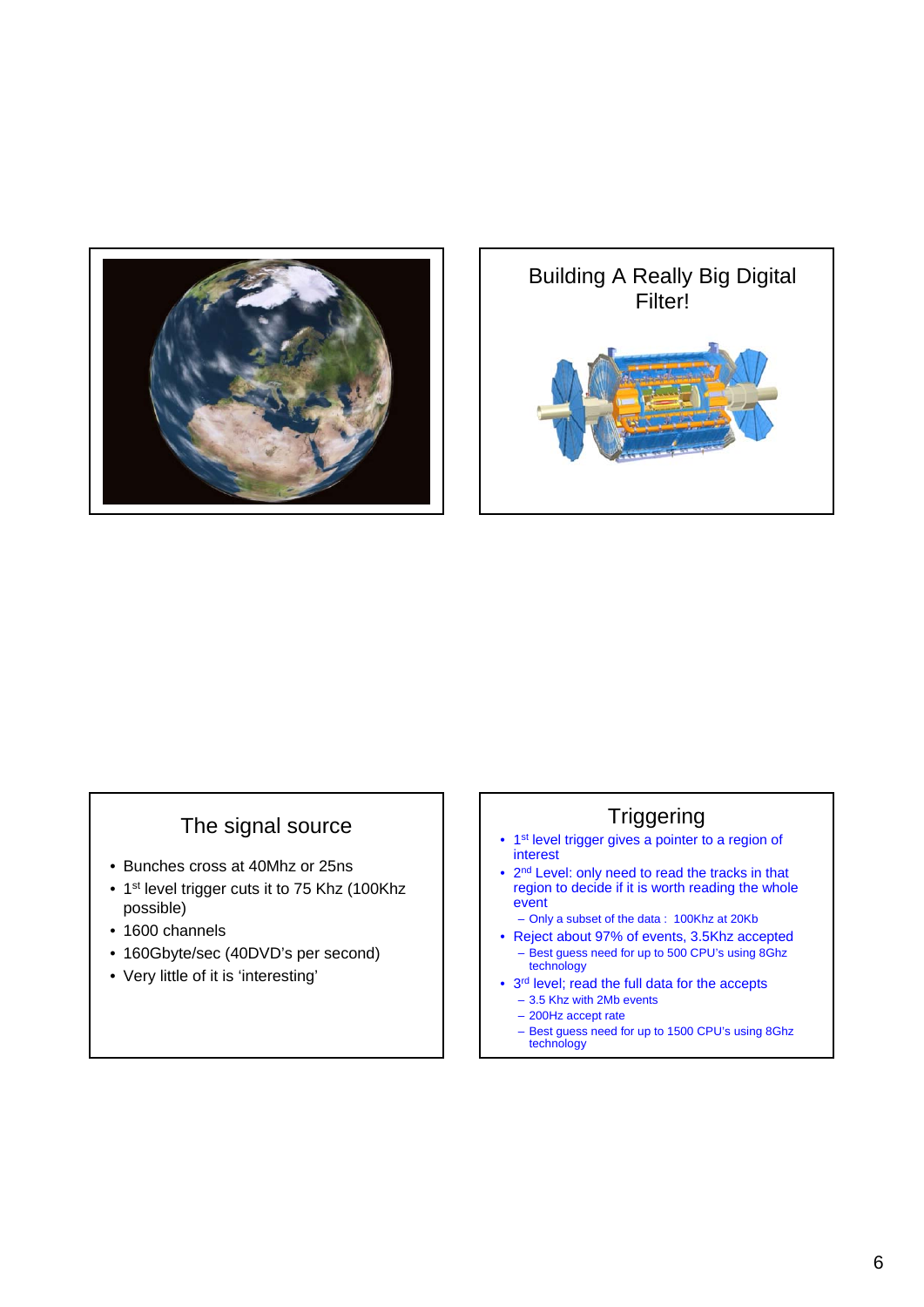## Building A Really Big Digital Filter!

## The signal source

- Bunches cross at 40Mhz or 25ns
- 1st level trigger cuts it to 75 Khz (100Khz possible)
- 1600 channels
- 160Gbyte/sec (40DVD's per second)
- Very little of it is 'interesting'

## Triggering

- 1st level trigger gives a pointer to a region of interest
- 2nd Level: only need to read the tracks in that region to decide if it is worth reading the whole event
  - Only a subset of the data : 100Khz at 20Kb
- Reject about 97% of events, 3.5Khz accepted
  - Best guess need for up to 500 CPU's using 8Ghz technology
- 3rd level; read the full data for the accepts
  - 3.5 Khz with 2Mb events
  - 200Hz accept rate
  - Best guess need for up to 1500 CPU's using 8Ghz technology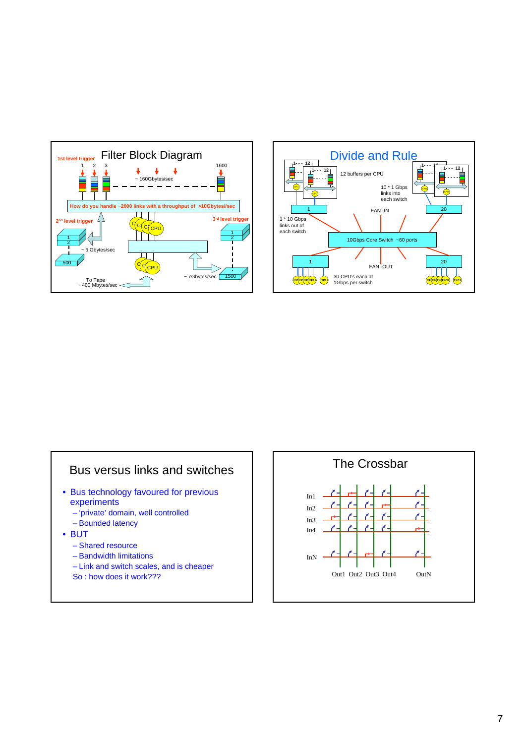## Filter Block Diagram

1st level trigger

1 2 3 ... 1600

~ 160Gbytes/sec

How do you handle ~2000 links with a throughput of >10Gbytes//sec

2nd level trigger

~ 5 Gbytes/sec

500

3rd level trigger

~ 7Gbytes/sec

1500

To Tape ~ 400 Mbytes/sec

## Divide and Rule

12 buffers per CPU

10 * 1 Gbps links into each switch

FAN -IN

1 * 10 Gbps links out of each switch

10Gbps Core Switch ~60 ports

FAN -OUT

30 CPU's each at 1Gbps per switch

## Bus versus links and switches

- Bus technology favoured for previous experiments
  - 'private' domain, well controlled
  - Bounded latency
- BUT
  - Shared resource
  - Bandwidth limitations
  - Link and switch scales, and is cheaper

So : how does it work???

## The Crossbar

In1, In2, In3, In4, InN

Out1 Out2 Out3 Out4 OutN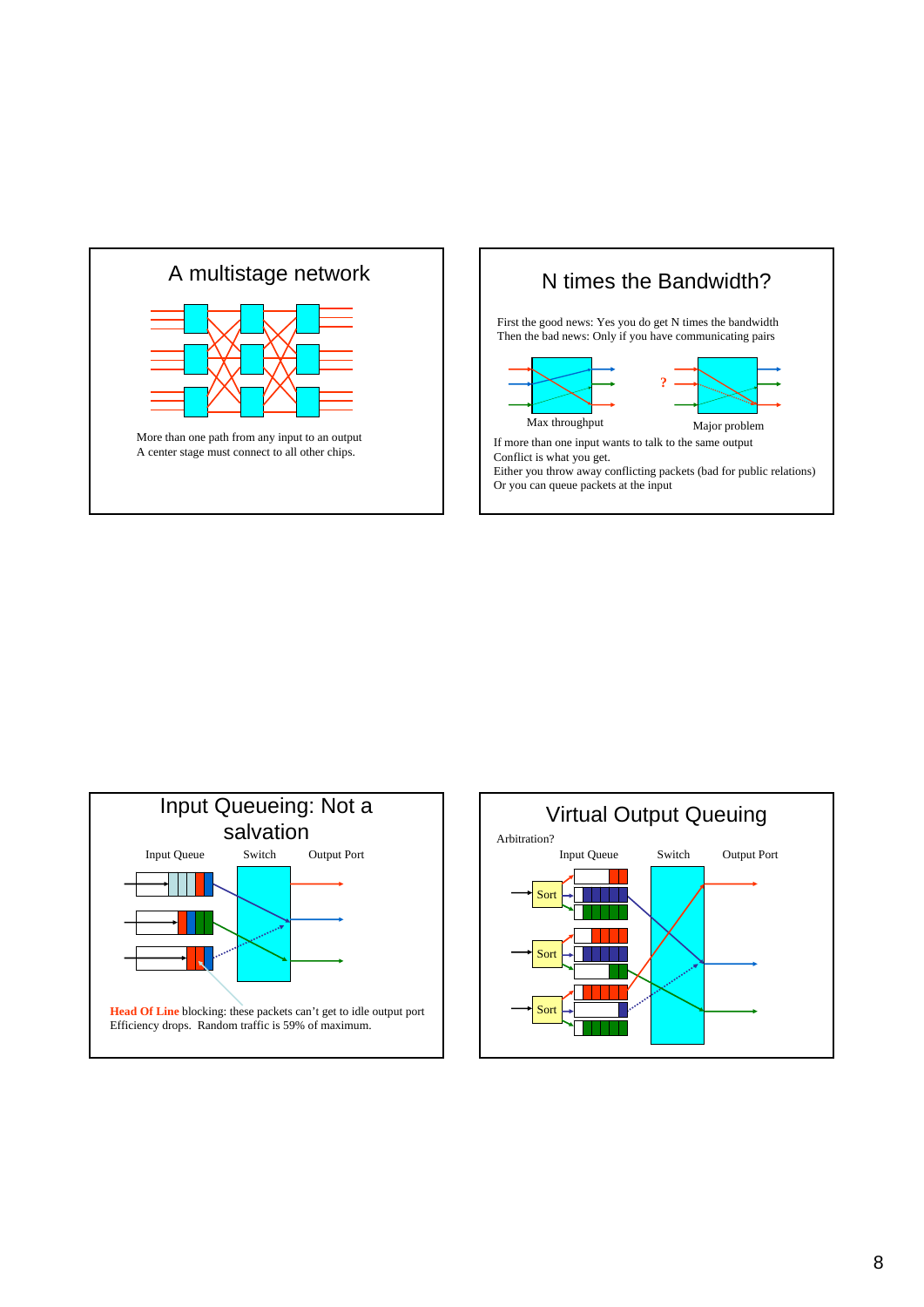## A multistage network

More than one path from any input to an output
A center stage must connect to all other chips.

## N times the Bandwidth?

First the good news: Yes you do get N times the bandwidth
Then the bad news: Only if you have communicating pairs

Max throughput

?

Major problem

If more than one input wants to talk to the same output
Conflict is what you get.
Either you throw away conflicting packets (bad for public relations)
Or you can queue packets at the input

## Input Queueing: Not a salvation

Input Queue Switch Output Port

**Head Of Line** blocking: these packets can't get to idle output port
Efficiency drops. Random traffic is 59% of maximum.

## Virtual Output Queuing

Arbitration?

Input Queue Switch Output Port

Sort

Sort

Sort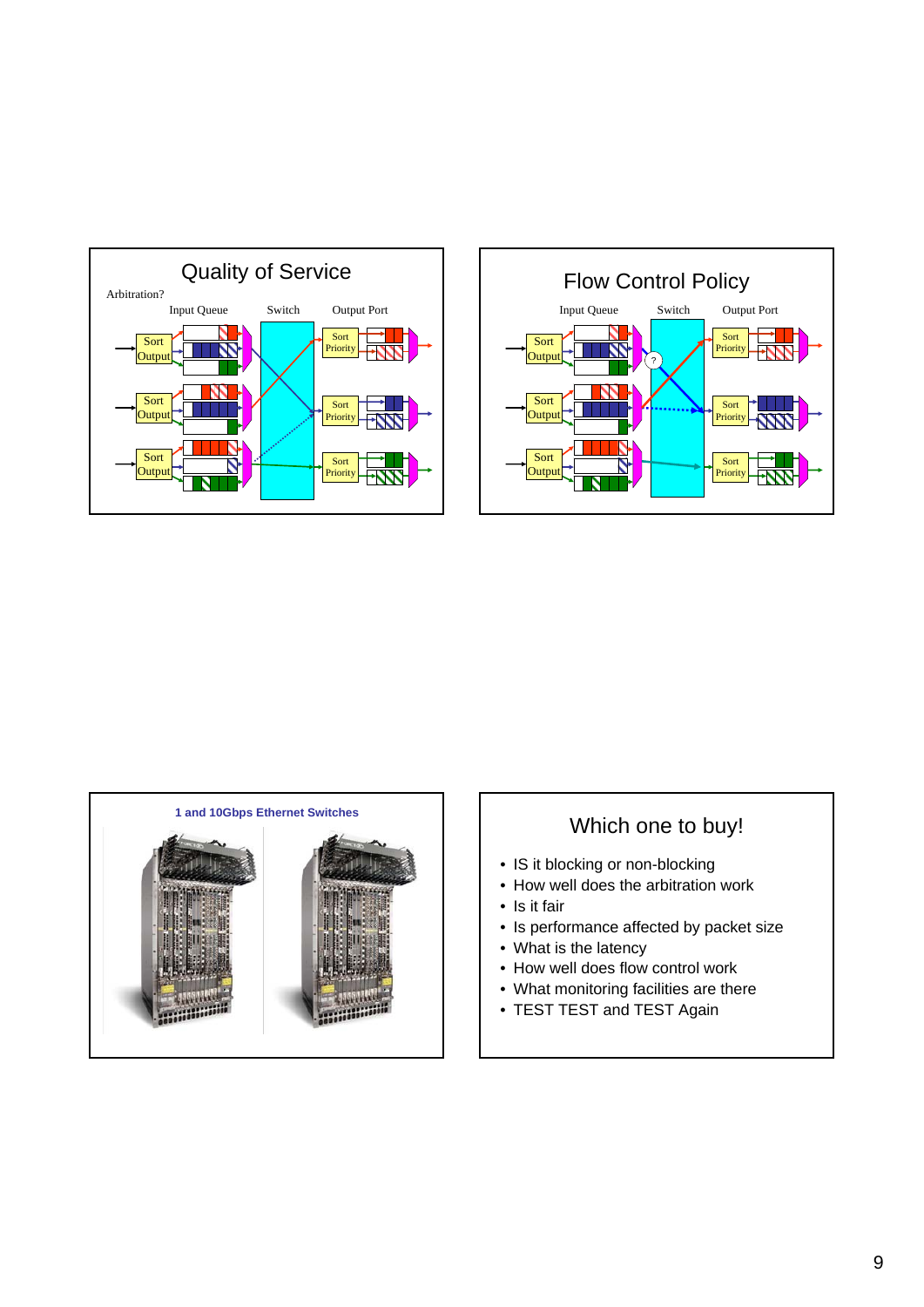## Quality of Service

Arbitration?

Input Queue — Switch — Output Port

Sort Output | Sort Priority

## Flow Control Policy

Input Queue — Switch — Output Port

Sort Output | Sort Priority

?

## 1 and 10Gbps Ethernet Switches

## Which one to buy!

- IS it blocking or non-blocking
- How well does the arbitration work
- Is it fair
- Is performance affected by packet size
- What is the latency
- How well does flow control work
- What monitoring facilities are there
- TEST TEST and TEST Again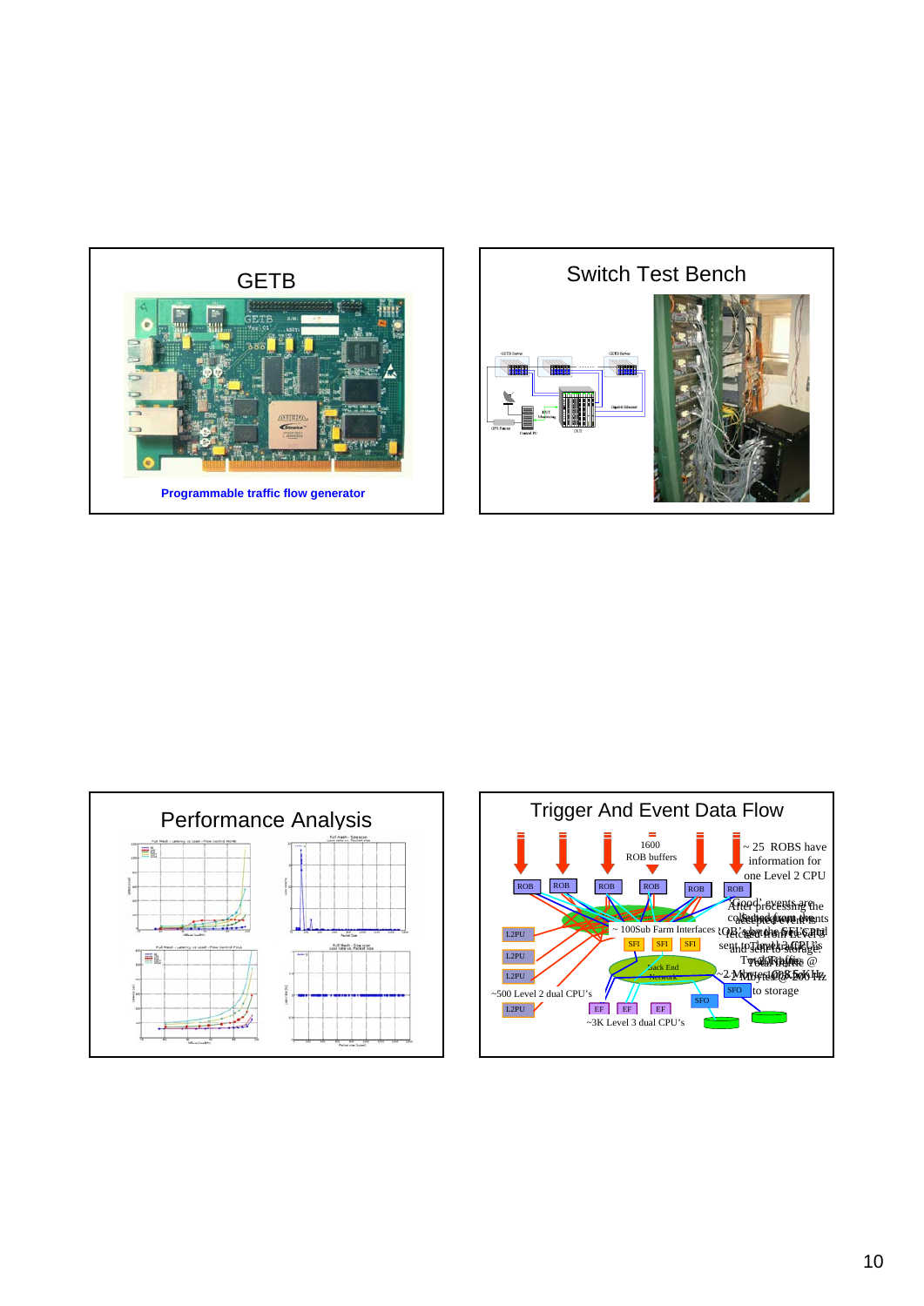## GETB

**Programmable traffic flow generator**

## Switch Test Bench

## Performance Analysis

## Trigger And Event Data Flow

1600 ROB buffers

~ 25 ROBS have information for one Level 2 CPU

~ 100Sub Farm Interfaces

~500 Level 2 dual CPU's

~3K Level 3 dual CPU's

to storage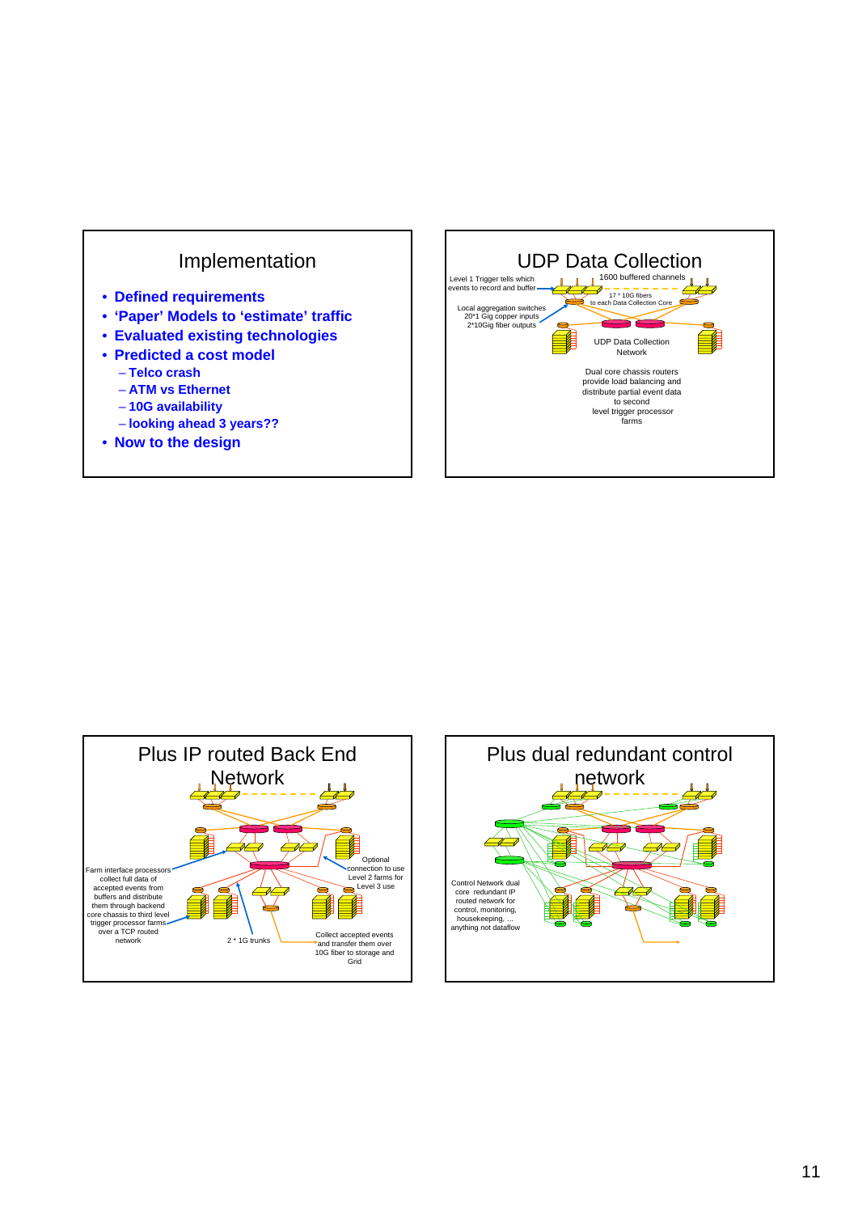## Implementation

- **Defined requirements**
- **'Paper' Models to 'estimate' traffic**
- **Evaluated existing technologies**
- **Predicted a cost model**
  - **Telco crash**
  - **ATM vs Ethernet**
  - **10G availability**
  - **looking ahead 3 years??**
- **Now to the design**

## UDP Data Collection

Level 1 Trigger tells which events to record and buffer

1600 buffered channels

17 * 10G fibers to each Data Collection Core

Local aggregation switches 20*1 Gig copper inputs 2*10Gig fiber outputs

UDP Data Collection Network

Dual core chassis routers provide load balancing and distribute partial event data to second level trigger processor farms

## Plus IP routed Back End Network

Farm interface processors collect full data of accepted events from buffers and distribute them through backend core chassis to third level trigger processor farms over a TCP routed network

2 * 1G trunks

Optional connection to use Level 2 farms for Level 3 use

Collect accepted events and transfer them over 10G fiber to storage and Grid

## Plus dual redundant control network

Control Network dual core redundant IP routed network for control, monitoring, housekeeping, ... anything not dataflow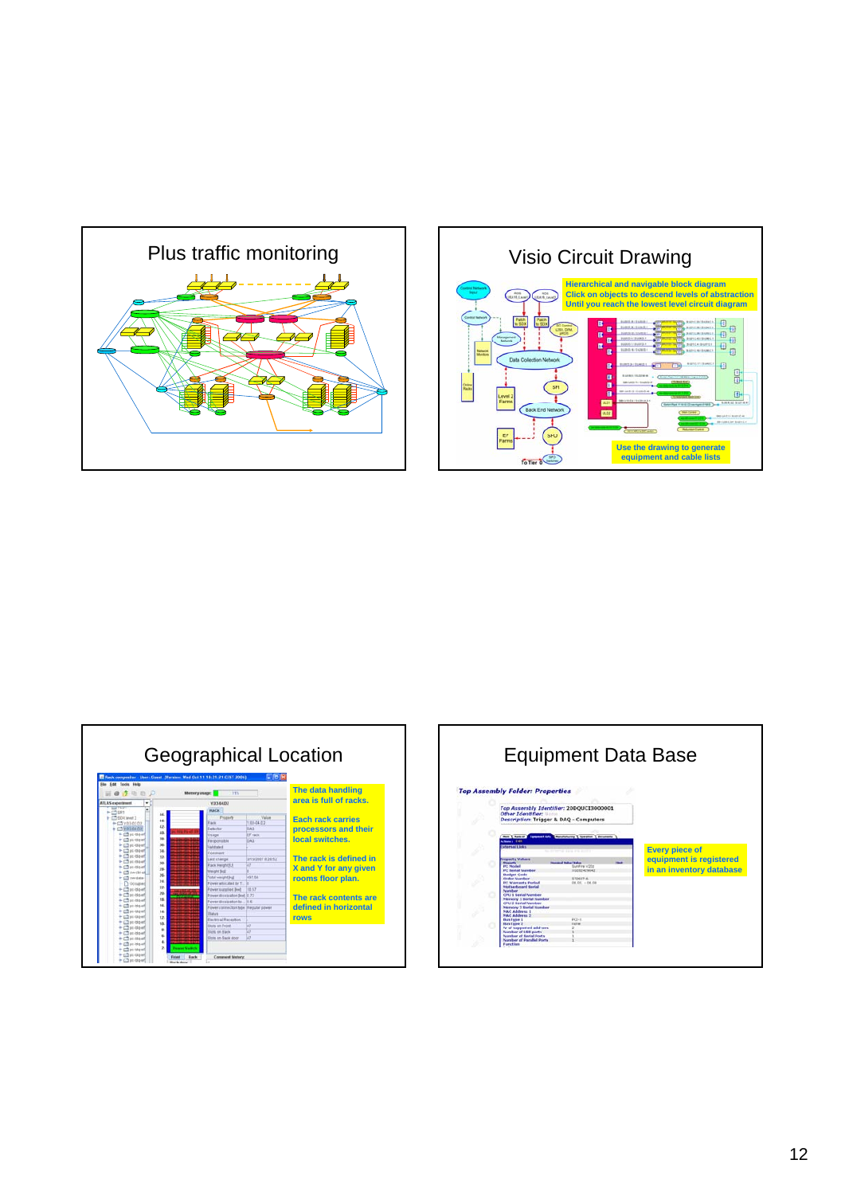## Plus traffic monitoring

## Visio Circuit Drawing

Hierarchical and navigable block diagram
Click on objects to descend levels of abstraction
Until you reach the lowest level circuit diagram

Use the drawing to generate equipment and cable lists

## Geographical Location

The data handling area is full of racks.

Each rack carries processors and their local switches.

The rack is defined in X and Y for any given rooms floor plan.

The rack contents are defined in horizontal rows

## Equipment Data Base

Every piece of equipment is registered in an inventory database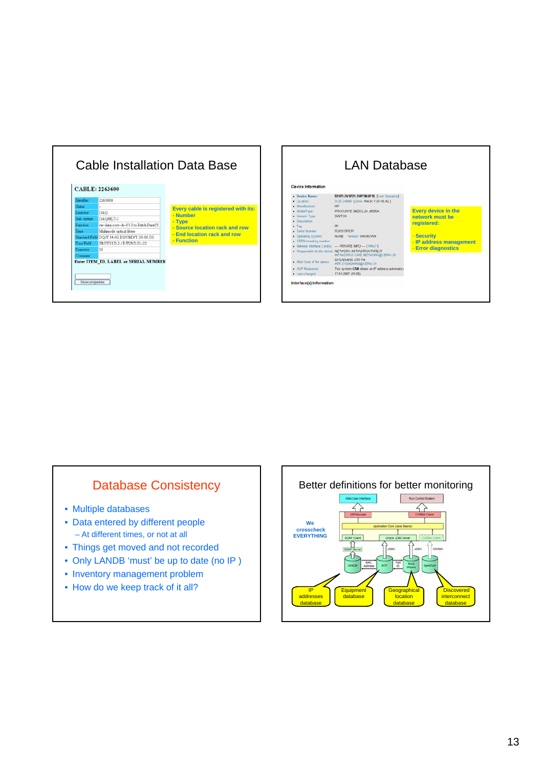## Cable Installation Data Base

**CABLE: 2263600**

| Field | Value |
|---|---|
| Identifier | 2263600 |
| Status | - |
| Detector | DAQ |
| Sub-system | DAQ/HLT-1 |
| Function | sw-data-core-dc-01 3 to Patch Panel 5 |
| Type | Multimode optical fibers |
| Standard Field | DQ/Y 14-02 D2/OM3/Y 20-06 D2 |
| User Field | SB3/U13 D.2 / D/U29 D.21-22 |
| Diameter | 18 |
| Comment | |

Enter ITEM_ID, LABEL or SERIAL NUMBER

Show properties

Every cable is registered with its:
- Number
- Type
- Source location rack and row
- End location rack and row
- Function

## LAN Database

Device Information

- Device Name: D1125.2V.IP25-SHP3M.0715 [Last Operation]
- Location: 3125 2-0000 (Zone: RACK Y.07-16 A2)
- Manufacturer: HP
- Model/Type: PROCURVE 3400CL/24 J4905A
- Generic Type: SWITCH
- Description:
- Tag: IT/
- Serial Number: SG631SF0DP
- Operating System: NONE Version: UNKNOWN
- CERN inventory number:
- Network Interface Card(s): --- PRIVATE INFO --- [Why?]
- Responsible for the device: NETWORK INFRASTRUCTURE IT INFRASTRUCTURE.NETWORK@CERN.CH
- Main User of the device: SYSADMINS ATR PH ATR.SYSADMINS@CERN.CH
- HCP Response: This system CAN obtain an IP address automatically
- Last changed: 17-01-2007 (06:00)

Interface(s) Information

Every device in the network must be registered:

- Security
- IP address management
- Error diagnostics

## Database Consistency

- Multiple databases
- Data entered by different people
  - At different times, or not at all
- Things get moved and not recorded
- Only LANDB 'must' be up to date (no IP )
- Inventory management problem
- How do we keep track of it all?

## Better definitions for better monitoring

We crosscheck EVERYTHING

Web User Interface — Run Control System — JSP/Servlets — CORBA Client — Application Core (Java Beans) — SOAP Client — Oracle JDBC driver — CORBA Client — SOAP Server — JDBC — JDBC — CORBA — LANDB — MAC Address — MTF — Part ID — Rack Wizard — Spectrum

IP addresses database — Equipment database — Geographical location database — Discovered interconnect database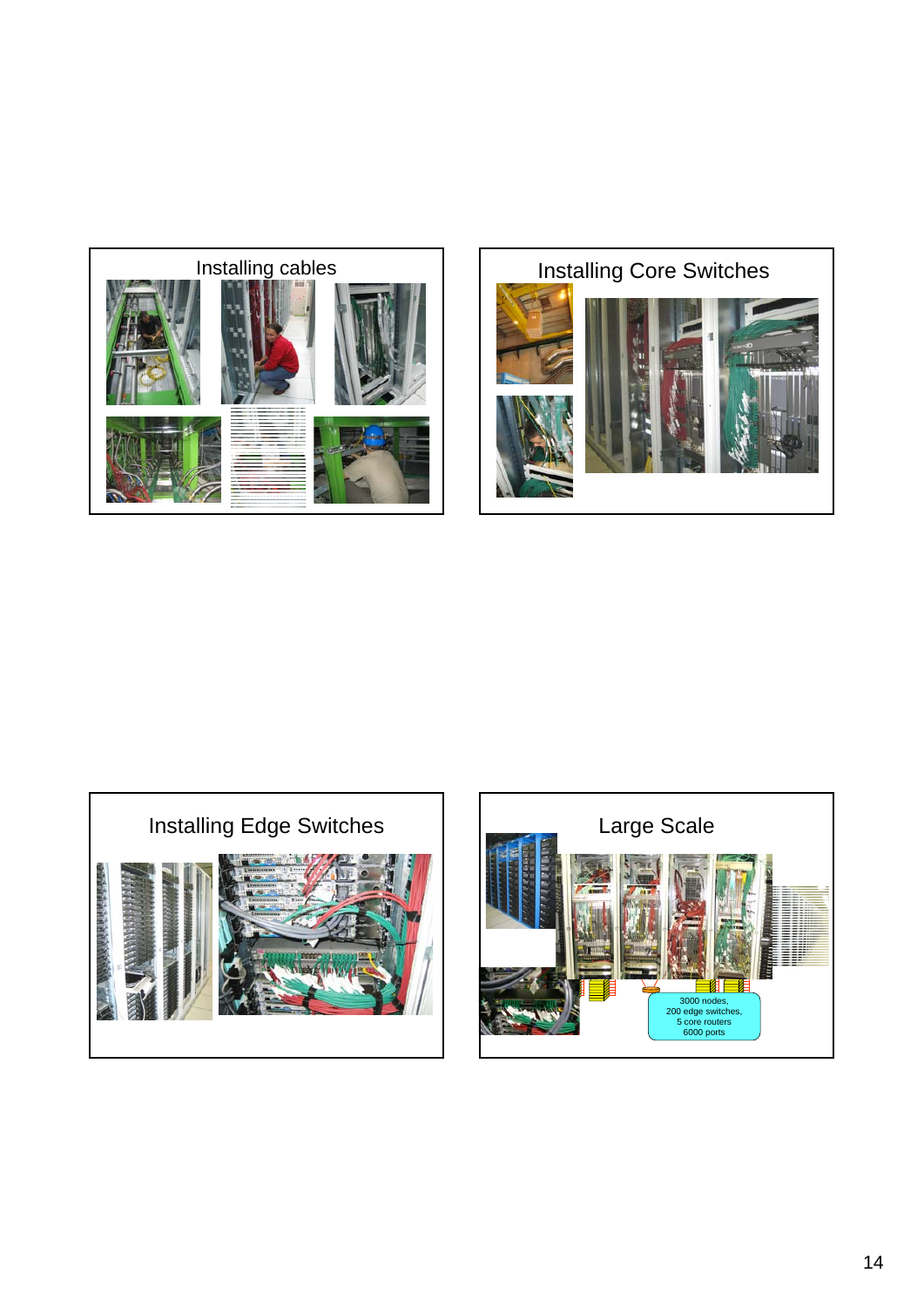## Installing cables

## Installing Core Switches

## Installing Edge Switches

## Large Scale

3000 nodes,
200 edge switches,
5 core routers
6000 ports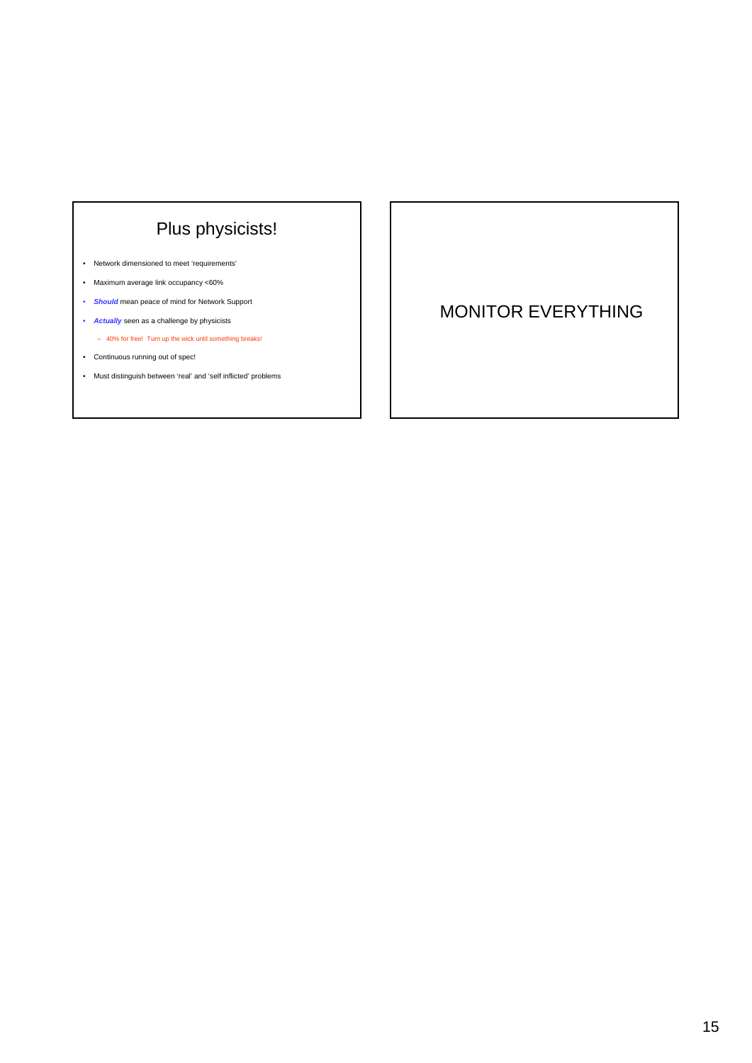## Plus physicists!

- Network dimensioned to meet ‘requirements’
- Maximum average link occupancy <60%
- ***Should*** mean peace of mind for Network Support
- ***Actually*** seen as a challenge by physicists
  - 40% for free! Turn up the wick until something breaks!
- Continuous running out of spec!
- Must distinguish between ‘real’ and ‘self inflicted’ problems

## MONITOR EVERYTHING